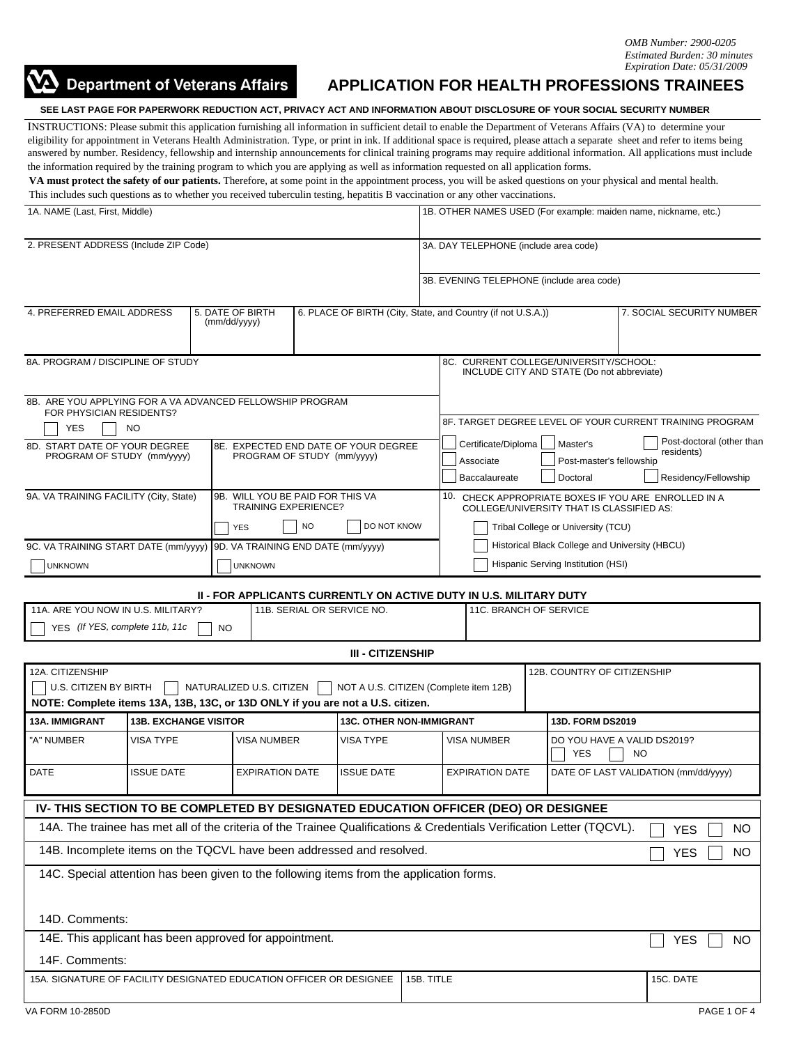OMB Number: 2900-0205
Estimated Burden: 30 minutes
Expiration Date: 05/31/2009

**Department of Veterans Affairs**

# APPLICATION FOR HEALTH PROFESSIONS TRAINEES

**SEE LAST PAGE FOR PAPERWORK REDUCTION ACT, PRIVACY ACT AND INFORMATION ABOUT DISCLOSURE OF YOUR SOCIAL SECURITY NUMBER**

INSTRUCTIONS: Please submit this application furnishing all information in sufficient detail to enable the Department of Veterans Affairs (VA) to determine your eligibility for appointment in Veterans Health Administration. Type, or print in ink. If additional space is required, please attach a separate sheet and refer to items being answered by number. Residency, fellowship and internship announcements for clinical training programs may require additional information. All applications must include the information required by the training program to which you are applying as well as information requested on all application forms.

**VA must protect the safety of our patients.** Therefore, at some point in the appointment process, you will be asked questions on your physical and mental health. This includes such questions as to whether you received tuberculin testing, hepatitis B vaccination or any other vaccinations.

| 1A. NAME (Last, First, Middle) | 1B. OTHER NAMES USED (For example: maiden name, nickname, etc.) |
|---|---|
| 2. PRESENT ADDRESS (Include ZIP Code) | 3A. DAY TELEPHONE (include area code) |
| | 3B. EVENING TELEPHONE (include area code) |

| 4. PREFERRED EMAIL ADDRESS | 5. DATE OF BIRTH (mm/dd/yyyy) | 6. PLACE OF BIRTH (City, State, and Country (if not U.S.A.)) | 7. SOCIAL SECURITY NUMBER |
|---|---|---|---|
| | | | |

8A. PROGRAM / DISCIPLINE OF STUDY

8B. ARE YOU APPLYING FOR A VA ADVANCED FELLOWSHIP PROGRAM FOR PHYSICIAN RESIDENTS?
☐ YES ☐ NO

8C. CURRENT COLLEGE/UNIVERSITY/SCHOOL: INCLUDE CITY AND STATE (Do not abbreviate)

8D. START DATE OF YOUR DEGREE PROGRAM OF STUDY (mm/yyyy)

8E. EXPECTED END DATE OF YOUR DEGREE PROGRAM OF STUDY (mm/yyyy)

8F. TARGET DEGREE LEVEL OF YOUR CURRENT TRAINING PROGRAM
☐ Certificate/Diploma ☐ Master's ☐ Post-doctoral (other than residents)
☐ Associate ☐ Post-master's fellowship
☐ Baccalaureate ☐ Doctoral ☐ Residency/Fellowship

9A. VA TRAINING FACILITY (City, State)

9B. WILL YOU BE PAID FOR THIS VA TRAINING EXPERIENCE?
☐ YES ☐ NO ☐ DO NOT KNOW

9C. VA TRAINING START DATE (mm/yyyy)
☐ UNKNOWN

9D. VA TRAINING END DATE (mm/yyyy)
☐ UNKNOWN

10. CHECK APPROPRIATE BOXES IF YOU ARE ENROLLED IN A COLLEGE/UNIVERSITY THAT IS CLASSIFIED AS:
☐ Tribal College or University (TCU)
☐ Historical Black College and University (HBCU)
☐ Hispanic Serving Institution (HSI)

## II - FOR APPLICANTS CURRENTLY ON ACTIVE DUTY IN U.S. MILITARY DUTY

| 11A. ARE YOU NOW IN U.S. MILITARY? | 11B. SERIAL OR SERVICE NO. | 11C. BRANCH OF SERVICE |
|---|---|---|
| ☐ YES *(If YES, complete 11b, 11c* ☐ NO | | |

## III - CITIZENSHIP

12A. CITIZENSHIP
☐ U.S. CITIZEN BY BIRTH ☐ NATURALIZED U.S. CITIZEN ☐ NOT A U.S. CITIZEN (Complete item 12B)

**NOTE: Complete items 13A, 13B, 13C, or 13D ONLY if you are not a U.S. citizen.**

12B. COUNTRY OF CITIZENSHIP

| **13A. IMMIGRANT** | **13B. EXCHANGE VISITOR** | | **13C. OTHER NON-IMMIGRANT** | | **13D. FORM DS2019** |
|---|---|---|---|---|---|
| "A" NUMBER | VISA TYPE | VISA NUMBER | VISA TYPE | VISA NUMBER | DO YOU HAVE A VALID DS2019? ☐ YES ☐ NO |
| DATE | ISSUE DATE | EXPIRATION DATE | ISSUE DATE | EXPIRATION DATE | DATE OF LAST VALIDATION (mm/dd/yyyy) |

## IV- THIS SECTION TO BE COMPLETED BY DESIGNATED EDUCATION OFFICER (DEO) OR DESIGNEE

14A. The trainee has met all of the criteria of the Trainee Qualifications & Credentials Verification Letter (TQCVL). ☐ YES ☐ NO

14B. Incomplete items on the TQCVL have been addressed and resolved. ☐ YES ☐ NO

14C. Special attention has been given to the following items from the application forms.

14D. Comments:

14E. This applicant has been approved for appointment. ☐ YES ☐ NO

14F. Comments:

| 15A. SIGNATURE OF FACILITY DESIGNATED EDUCATION OFFICER OR DESIGNEE | 15B. TITLE | 15C. DATE |
|---|---|---|
| | | |

VA FORM 10-2850D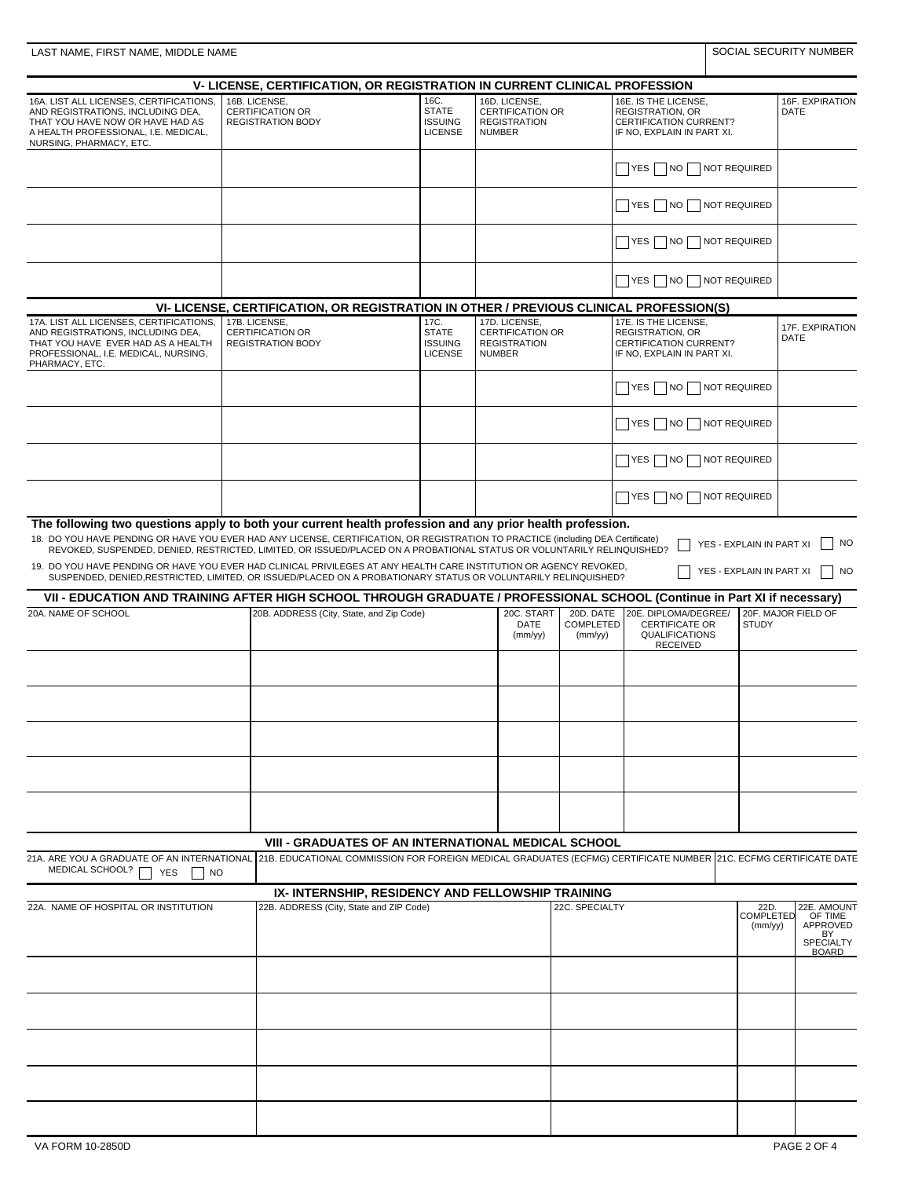| LAST NAME, FIRST NAME, MIDDLE NAME | SOCIAL SECURITY NUMBER |
|---|---|
| | |

## V- LICENSE, CERTIFICATION, OR REGISTRATION IN CURRENT CLINICAL PROFESSION

| 16A. LIST ALL LICENSES, CERTIFICATIONS, AND REGISTRATIONS, INCLUDING DEA, THAT YOU HAVE NOW OR HAVE HAD AS A HEALTH PROFESSIONAL, I.E. MEDICAL, NURSING, PHARMACY, ETC. | 16B. LICENSE, CERTIFICATION OR REGISTRATION BODY | 16C. STATE ISSUING LICENSE | 16D. LICENSE, CERTIFICATION OR REGISTRATION NUMBER | 16E. IS THE LICENSE, REGISTRATION, OR CERTIFICATION CURRENT? IF NO, EXPLAIN IN PART XI. | 16F. EXPIRATION DATE |
|---|---|---|---|---|---|
| | | | | ☐ YES ☐ NO ☐ NOT REQUIRED | |
| | | | | ☐ YES ☐ NO ☐ NOT REQUIRED | |
| | | | | ☐ YES ☐ NO ☐ NOT REQUIRED | |
| | | | | ☐ YES ☐ NO ☐ NOT REQUIRED | |

## VI- LICENSE, CERTIFICATION, OR REGISTRATION IN OTHER / PREVIOUS CLINICAL PROFESSION(S)

| 17A. LIST ALL LICENSES, CERTIFICATIONS, AND REGISTRATIONS, INCLUDING DEA, THAT YOU HAVE EVER HAD AS A HEALTH PROFESSIONAL, I.E. MEDICAL, NURSING, PHARMACY, ETC. | 17B. LICENSE, CERTIFICATION OR REGISTRATION BODY | 17C. STATE ISSUING LICENSE | 17D. LICENSE, CERTIFICATION OR REGISTRATION NUMBER | 17E. IS THE LICENSE, REGISTRATION, OR CERTIFICATION CURRENT? IF NO, EXPLAIN IN PART XI. | 17F. EXPIRATION DATE |
|---|---|---|---|---|---|
| | | | | ☐ YES ☐ NO ☐ NOT REQUIRED | |
| | | | | ☐ YES ☐ NO ☐ NOT REQUIRED | |
| | | | | ☐ YES ☐ NO ☐ NOT REQUIRED | |
| | | | | ☐ YES ☐ NO ☐ NOT REQUIRED | |

**The following two questions apply to both your current health profession and any prior health profession.**

18. DO YOU HAVE PENDING OR HAVE YOU EVER HAD ANY LICENSE, CERTIFICATION, OR REGISTRATION TO PRACTICE (including DEA Certificate) REVOKED, SUSPENDED, DENIED, RESTRICTED, LIMITED, OR ISSUED/PLACED ON A PROBATIONAL STATUS OR VOLUNTARILY RELINQUISHED? ☐ YES - EXPLAIN IN PART XI ☐ NO

19. DO YOU HAVE PENDING OR HAVE YOU EVER HAD CLINICAL PRIVILEGES AT ANY HEALTH CARE INSTITUTION OR AGENCY REVOKED, SUSPENDED, DENIED,RESTRICTED, LIMITED, OR ISSUED/PLACED ON A PROBATIONARY STATUS OR VOLUNTARILY RELINQUISHED? ☐ YES - EXPLAIN IN PART XI ☐ NO

## VII - EDUCATION AND TRAINING AFTER HIGH SCHOOL THROUGH GRADUATE / PROFESSIONAL SCHOOL (Continue in Part XI if necessary)

| 20A. NAME OF SCHOOL | 20B. ADDRESS (City, State, and Zip Code) | 20C. START DATE (mm/yy) | 20D. DATE COMPLETED (mm/yy) | 20E. DIPLOMA/DEGREE/ CERTIFICATE OR QUALIFICATIONS RECEIVED | 20F. MAJOR FIELD OF STUDY |
|---|---|---|---|---|---|
| | | | | | |
| | | | | | |
| | | | | | |
| | | | | | |
| | | | | | |

## VIII - GRADUATES OF AN INTERNATIONAL MEDICAL SCHOOL

| 21A. ARE YOU A GRADUATE OF AN INTERNATIONAL MEDICAL SCHOOL? ☐ YES ☐ NO | 21B. EDUCATIONAL COMMISSION FOR FOREIGN MEDICAL GRADUATES (ECFMG) CERTIFICATE NUMBER | 21C. ECFMG CERTIFICATE DATE |
|---|---|---|
| | | |

## IX- INTERNSHIP, RESIDENCY AND FELLOWSHIP TRAINING

| 22A. NAME OF HOSPITAL OR INSTITUTION | 22B. ADDRESS (City, State and ZIP Code) | 22C. SPECIALTY | 22D. COMPLETED (mm/yy) | 22E. AMOUNT OF TIME APPROVED BY SPECIALTY BOARD |
|---|---|---|---|---|
| | | | | |
| | | | | |
| | | | | |
| | | | | |
| | | | | |

VA FORM 10-2850D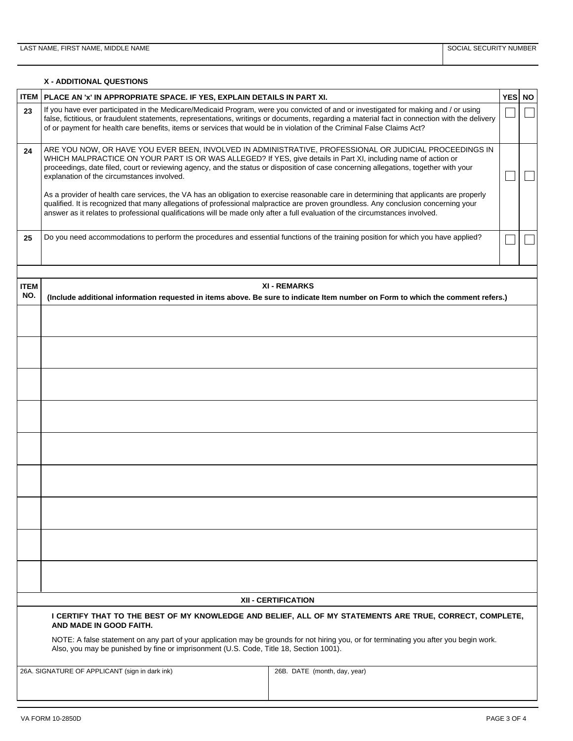| LAST NAME, FIRST NAME, MIDDLE NAME | SOCIAL SECURITY NUMBER |
|---|---|
| | |

### X - ADDITIONAL QUESTIONS

| ITEM | PLACE AN 'x' IN APPROPRIATE SPACE. IF YES, EXPLAIN DETAILS IN PART XI. | YES | NO |
|---|---|---|---|
| 23 | If you have ever participated in the Medicare/Medicaid Program, were you convicted of and or investigated for making and / or using false, fictitious, or fraudulent statements, representations, writings or documents, regarding a material fact in connection with the delivery of or payment for health care benefits, items or services that would be in violation of the Criminal False Claims Act? | ☐ | ☐ |
| 24 | ARE YOU NOW, OR HAVE YOU EVER BEEN, INVOLVED IN ADMINISTRATIVE, PROFESSIONAL OR JUDICIAL PROCEEDINGS IN WHICH MALPRACTICE ON YOUR PART IS OR WAS ALLEGED? If YES, give details in Part XI, including name of action or proceedings, date filed, court or reviewing agency, and the status or disposition of case concerning allegations, together with your explanation of the circumstances involved.<br><br>As a provider of health care services, the VA has an obligation to exercise reasonable care in determining that applicants are properly qualified. It is recognized that many allegations of professional malpractice are proven groundless. Any conclusion concerning your answer as it relates to professional qualifications will be made only after a full evaluation of the circumstances involved. | ☐ | ☐ |
| 25 | Do you need accommodations to perform the procedures and essential functions of the training position for which you have applied? | ☐ | ☐ |

| ITEM NO. | XI - REMARKS (Include additional information requested in items above. Be sure to indicate Item number on Form to which the comment refers.) |
|---|---|
| | |
| | |
| | |
| | |
| | |
| | |
| | |
| | |
| | |

### XII - CERTIFICATION

**I CERTIFY THAT TO THE BEST OF MY KNOWLEDGE AND BELIEF, ALL OF MY STATEMENTS ARE TRUE, CORRECT, COMPLETE, AND MADE IN GOOD FAITH.**

NOTE: A false statement on any part of your application may be grounds for not hiring you, or for terminating you after you begin work. Also, you may be punished by fine or imprisonment (U.S. Code, Title 18, Section 1001).

| 26A. SIGNATURE OF APPLICANT (sign in dark ink) | 26B. DATE (month, day, year) |
|---|---|
| | |

VA FORM 10-2850D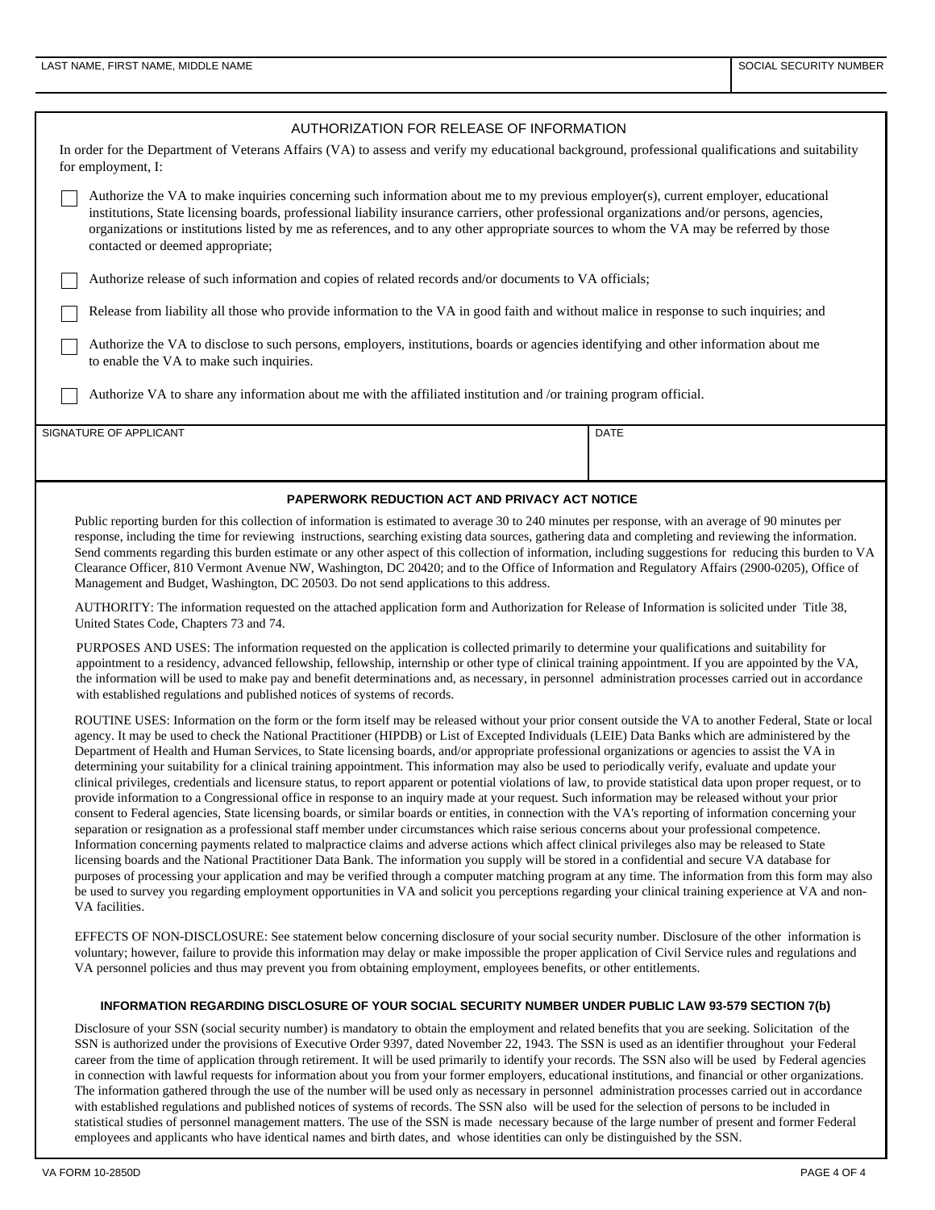| LAST NAME, FIRST NAME, MIDDLE NAME | SOCIAL SECURITY NUMBER |
|---|---|
| | |

## AUTHORIZATION FOR RELEASE OF INFORMATION

In order for the Department of Veterans Affairs (VA) to assess and verify my educational background, professional qualifications and suitability for employment, I:

- ☐ Authorize the VA to make inquiries concerning such information about me to my previous employer(s), current employer, educational institutions, State licensing boards, professional liability insurance carriers, other professional organizations and/or persons, agencies, organizations or institutions listed by me as references, and to any other appropriate sources to whom the VA may be referred by those contacted or deemed appropriate;
- ☐ Authorize release of such information and copies of related records and/or documents to VA officials;
- ☐ Release from liability all those who provide information to the VA in good faith and without malice in response to such inquiries; and
- ☐ Authorize the VA to disclose to such persons, employers, institutions, boards or agencies identifying and other information about me to enable the VA to make such inquiries.
- ☐ Authorize VA to share any information about me with the affiliated institution and /or training program official.

| SIGNATURE OF APPLICANT | DATE |
|---|---|
| | |

### PAPERWORK REDUCTION ACT AND PRIVACY ACT NOTICE

Public reporting burden for this collection of information is estimated to average 30 to 240 minutes per response, with an average of 90 minutes per response, including the time for reviewing instructions, searching existing data sources, gathering data and completing and reviewing the information. Send comments regarding this burden estimate or any other aspect of this collection of information, including suggestions for reducing this burden to VA Clearance Officer, 810 Vermont Avenue NW, Washington, DC 20420; and to the Office of Information and Regulatory Affairs (2900-0205), Office of Management and Budget, Washington, DC 20503. Do not send applications to this address.

AUTHORITY: The information requested on the attached application form and Authorization for Release of Information is solicited under Title 38, United States Code, Chapters 73 and 74.

PURPOSES AND USES: The information requested on the application is collected primarily to determine your qualifications and suitability for appointment to a residency, advanced fellowship, fellowship, internship or other type of clinical training appointment. If you are appointed by the VA, the information will be used to make pay and benefit determinations and, as necessary, in personnel administration processes carried out in accordance with established regulations and published notices of systems of records.

ROUTINE USES: Information on the form or the form itself may be released without your prior consent outside the VA to another Federal, State or local agency. It may be used to check the National Practitioner (HIPDB) or List of Excepted Individuals (LEIE) Data Banks which are administered by the Department of Health and Human Services, to State licensing boards, and/or appropriate professional organizations or agencies to assist the VA in determining your suitability for a clinical training appointment. This information may also be used to periodically verify, evaluate and update your clinical privileges, credentials and licensure status, to report apparent or potential violations of law, to provide statistical data upon proper request, or to provide information to a Congressional office in response to an inquiry made at your request. Such information may be released without your prior consent to Federal agencies, State licensing boards, or similar boards or entities, in connection with the VA's reporting of information concerning your separation or resignation as a professional staff member under circumstances which raise serious concerns about your professional competence. Information concerning payments related to malpractice claims and adverse actions which affect clinical privileges also may be released to State licensing boards and the National Practitioner Data Bank. The information you supply will be stored in a confidential and secure VA database for purposes of processing your application and may be verified through a computer matching program at any time. The information from this form may also be used to survey you regarding employment opportunities in VA and solicit you perceptions regarding your clinical training experience at VA and non-VA facilities.

EFFECTS OF NON-DISCLOSURE: See statement below concerning disclosure of your social security number. Disclosure of the other information is voluntary; however, failure to provide this information may delay or make impossible the proper application of Civil Service rules and regulations and VA personnel policies and thus may prevent you from obtaining employment, employees benefits, or other entitlements.

### INFORMATION REGARDING DISCLOSURE OF YOUR SOCIAL SECURITY NUMBER UNDER PUBLIC LAW 93-579 SECTION 7(b)

Disclosure of your SSN (social security number) is mandatory to obtain the employment and related benefits that you are seeking. Solicitation of the SSN is authorized under the provisions of Executive Order 9397, dated November 22, 1943. The SSN is used as an identifier throughout your Federal career from the time of application through retirement. It will be used primarily to identify your records. The SSN also will be used by Federal agencies in connection with lawful requests for information about you from your former employers, educational institutions, and financial or other organizations. The information gathered through the use of the number will be used only as necessary in personnel administration processes carried out in accordance with established regulations and published notices of systems of records. The SSN also will be used for the selection of persons to be included in statistical studies of personnel management matters. The use of the SSN is made necessary because of the large number of present and former Federal employees and applicants who have identical names and birth dates, and whose identities can only be distinguished by the SSN.

VA FORM 10-2850D